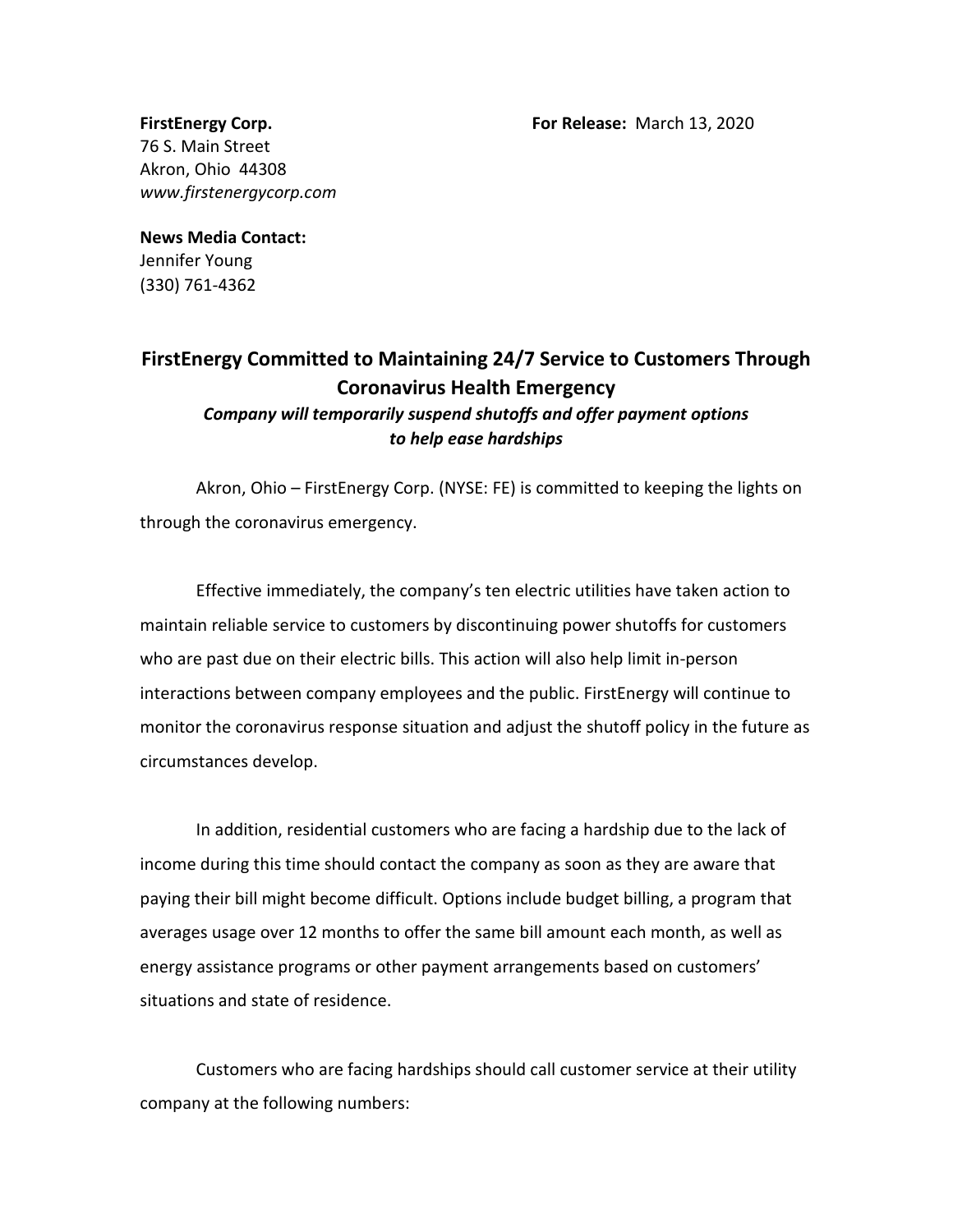**FirstEnergy Corp.**
76 S. Main Street
Akron, Ohio 44308
*www.firstenergycorp.com*

**For Release:** March 13, 2020

**News Media Contact:**
Jennifer Young
(330) 761-4362

## FirstEnergy Committed to Maintaining 24/7 Service to Customers Through Coronavirus Health Emergency

***Company will temporarily suspend shutoffs and offer payment options to help ease hardships***

Akron, Ohio – FirstEnergy Corp. (NYSE: FE) is committed to keeping the lights on through the coronavirus emergency.

Effective immediately, the company's ten electric utilities have taken action to maintain reliable service to customers by discontinuing power shutoffs for customers who are past due on their electric bills. This action will also help limit in-person interactions between company employees and the public. FirstEnergy will continue to monitor the coronavirus response situation and adjust the shutoff policy in the future as circumstances develop.

In addition, residential customers who are facing a hardship due to the lack of income during this time should contact the company as soon as they are aware that paying their bill might become difficult. Options include budget billing, a program that averages usage over 12 months to offer the same bill amount each month, as well as energy assistance programs or other payment arrangements based on customers' situations and state of residence.

Customers who are facing hardships should call customer service at their utility company at the following numbers: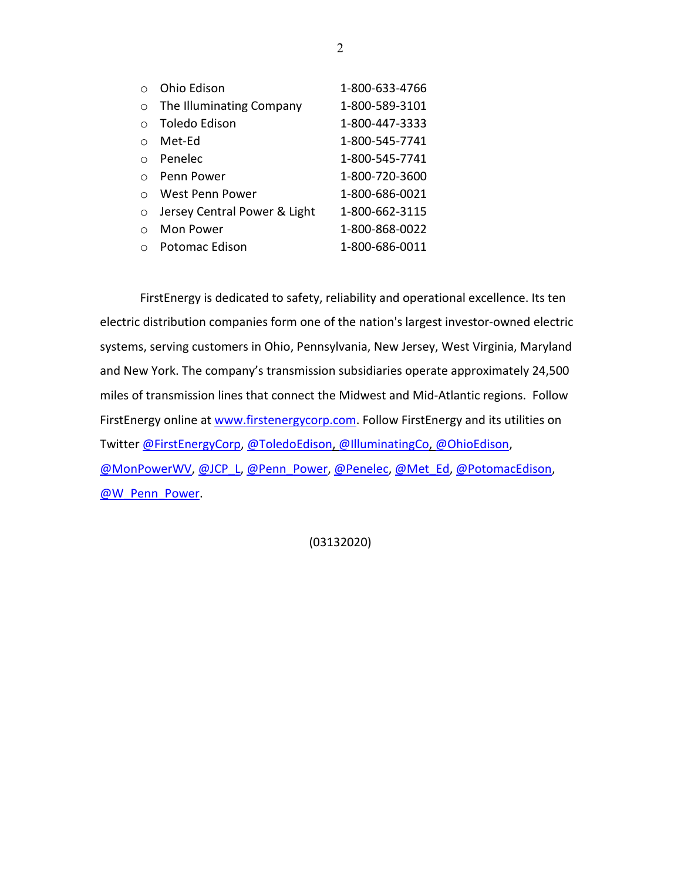- Ohio Edison 1-800-633-4766
- The Illuminating Company 1-800-589-3101
- Toledo Edison 1-800-447-3333
- Met-Ed 1-800-545-7741
- Penelec 1-800-545-7741
- Penn Power 1-800-720-3600
- West Penn Power 1-800-686-0021
- Jersey Central Power & Light 1-800-662-3115
- Mon Power 1-800-868-0022
- Potomac Edison 1-800-686-0011

FirstEnergy is dedicated to safety, reliability and operational excellence. Its ten electric distribution companies form one of the nation's largest investor-owned electric systems, serving customers in Ohio, Pennsylvania, New Jersey, West Virginia, Maryland and New York. The company's transmission subsidiaries operate approximately 24,500 miles of transmission lines that connect the Midwest and Mid-Atlantic regions. Follow FirstEnergy online at www.firstenergycorp.com. Follow FirstEnergy and its utilities on Twitter @FirstEnergyCorp, @ToledoEdison, @IlluminatingCo, @OhioEdison, @MonPowerWV, @JCP_L, @Penn_Power, @Penelec, @Met_Ed, @PotomacEdison, @W_Penn_Power.

(03132020)